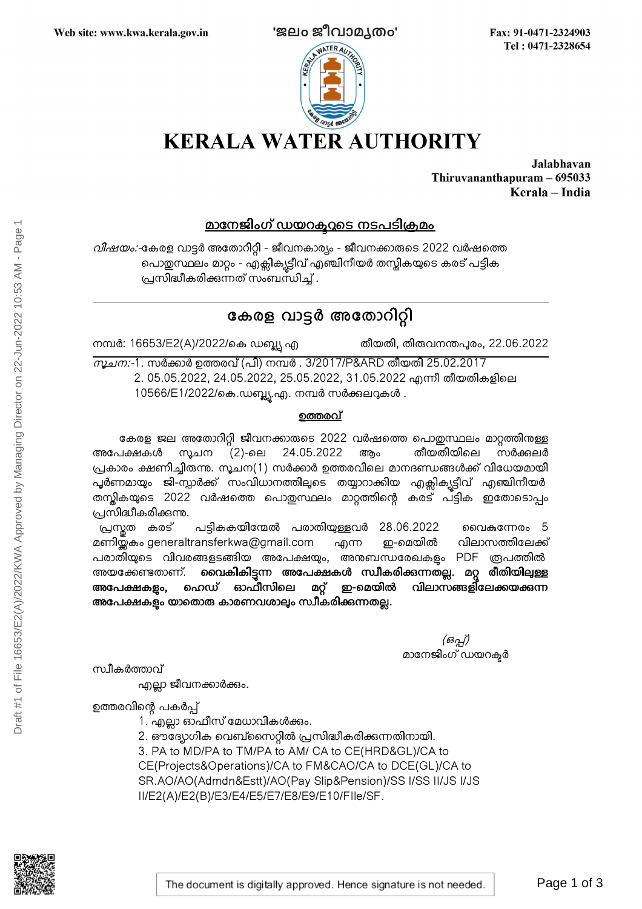Web site: www.kwa.kerala.gov.in 'ജലം ജീവാമൃതം' Fax: 91-0471-2324903
Tel : 0471-2328654

# KERALA WATER AUTHORITY

Jalabhavan
Thiruvananthapuram – 695033
Kerala – India

## മാനേജിംഗ് ഡയറക്ടറുടെ നടപടിക്രമം

*വിഷയം:-*കേരള വാട്ടർ അതോറിറ്റി - ജീവനകാര്യം - ജീവനക്കാരുടെ 2022 വർഷത്തെ പൊതുസ്ഥലം മാറ്റം - എക്സിക്യൂട്ടീവ് എഞ്ചിനീയർ തസ്തികയുടെ കരട് പട്ടിക പ്രസിദ്ധീകരിക്കുന്നത് സംബന്ധിച്ച്.

---

## കേരള വാട്ടർ അതോറിറ്റി

നമ്പർ: 16653/E2(A)/2022/കെ ഡബ്ല്യു എ തീയതി, തിരുവനന്തപുരം, 22.06.2022

*സൂചന:-*1. സർക്കാർ ഉത്തരവ് (പി) നമ്പർ . 3/2017/P&ARD തീയതി 25.02.2017
2. 05.05.2022, 24.05.2022, 25.05.2022, 31.05.2022 എന്നീ തീയതികളിലെ 10566/E1/2022/കെ.ഡബ്ല്യു.എ. നമ്പർ സർക്കുലറുകൾ .

**ഉത്തരവ്**

കേരള ജല അതോറിറ്റി ജീവനക്കാരുടെ 2022 വർഷത്തെ പൊതുസ്ഥലം മാറ്റത്തിനുള്ള അപേക്ഷകൾ സൂചന (2)-ലെ 24.05.2022 ആം തീയതിയിലെ സർക്കുലർ പ്രകാരം ക്ഷണിച്ചിരുന്നു. സൂചന(1) സർക്കാർ ഉത്തരവിലെ മാനദണ്ഡങ്ങൾക്ക് വിധേയമായി പൂർണമായും ജി-സ്പാർക്ക് സംവിധാനത്തിലൂടെ തയ്യാറാക്കിയ എക്സിക്യൂട്ടീവ് എഞ്ചിനീയർ തസ്തികയുടെ 2022 വർഷത്തെ പൊതുസ്ഥലം മാറ്റത്തിന്റെ കരട് പട്ടിക ഇതോടൊപ്പം പ്രസിദ്ധീകരിക്കുന്നു.

പ്രസ്തുത കരട് പട്ടികകയിന്മേൽ പരാതിയുള്ളവർ 28.06.2022 വൈകുന്നേരം 5 മണിയ്ക്കകം generaltransferkwa@gmail.com എന്ന ഇ-മെയിൽ വിലാസത്തിലേക്ക് പരാതിയുടെ വിവരങ്ങളടങ്ങിയ അപേക്ഷയും, അനുബന്ധരേഖകളും PDF രൂപത്തിൽ അയക്കേണ്ടതാണ്. **വൈകികിട്ടുന്ന അപേക്ഷകൾ സ്വീകരിക്കുന്നതല്ല. മറ്റു രീതിയിലുള്ള അപേക്ഷകളും, ഹെഡ് ഓഫീസിലെ മറ്റ് ഇ-മെയിൽ വിലാസങ്ങളിലേക്കയക്കുന്ന അപേക്ഷകളും യാതൊരു കാരണവശാലും സ്വീകരിക്കുന്നതല്ല.**

*(ഒപ്പ്)*
മാനേജിംഗ് ഡയറക്ടർ

സ്വീകർത്താവ്
എല്ലാ ജീവനക്കാർക്കും.

ഉത്തരവിന്റെ പകർപ്പ്
1. എല്ലാ ഓഫീസ് മേധാവികൾക്കും.
2. ഔദ്യോഗിക വെബ്സൈറ്റിൽ പ്രസിദ്ധീകരിക്കുന്നതിനായി.
3. PA to MD/PA to TM/PA to AM/ CA to CE(HRD&GL)/CA to CE(Projects&Operations)/CA to FM&CAO/CA to DCE(GL)/CA to SR.AO/AO(Admdn&Estt)/AO(Pay Slip&Pension)/SS I/SS II/JS I/JS II/E2(A)/E2(B)/E3/E4/E5/E7/E8/E9/E10/FIle/SF.

The document is digitally approved. Hence signature is not needed.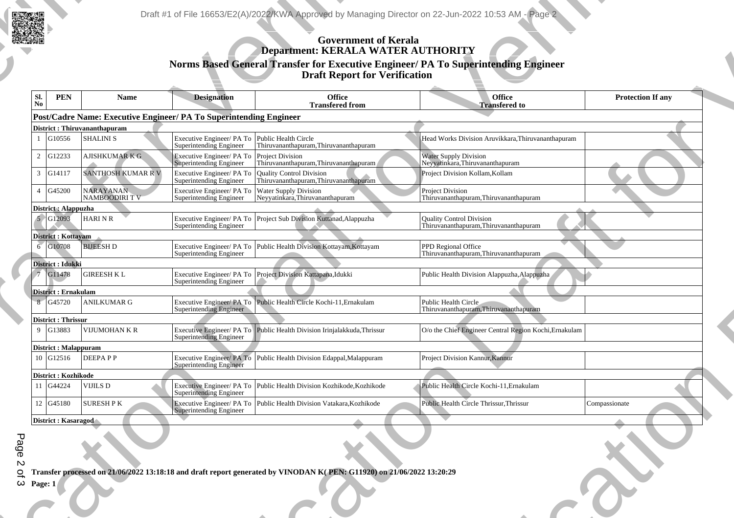# Government of Kerala
## Department: KERALA WATER AUTHORITY
### Norms Based General Transfer for Executive Engineer/ PA To Superintending Engineer
### Draft Report for Verification

| Sl. No | PEN | Name | Designation | Office Transfered from | Office Transfered to | Protection If any |
|---|---|---|---|---|---|---|
| **Post/Cadre Name: Executive Engineer/ PA To Superintending Engineer** | | | | | | |
| **District : Thiruvananthapuram** | | | | | | |
| 1 | G10556 | SHALINI S | Executive Engineer/ PA To Superintending Engineer | Public Health Circle Thiruvananthapuram,Thiruvananthapuram | Head Works Division Aruvikkara,Thiruvananthapuram | |
| 2 | G12233 | AJISHKUMAR K G | Executive Engineer/ PA To Superintending Engineer | Project Division Thiruvananthapuram,Thiruvananthapuram | Water Supply Division Neyyatinkara,Thiruvananthapuram | |
| 3 | G14117 | SANTHOSH KUMAR R V | Executive Engineer/ PA To Superintending Engineer | Quality Control Division Thiruvananthapuram,Thiruvananthapuram | Project Division Kollam,Kollam | |
| 4 | G45200 | NARAYANAN NAMBOODIRI T V | Executive Engineer/ PA To Superintending Engineer | Water Supply Division Neyyatinkara,Thiruvananthapuram | Project Division Thiruvananthapuram,Thiruvananthapuram | |
| **District : Alappuzha** | | | | | | |
| 5 | G12093 | HARI N R | Executive Engineer/ PA To Superintending Engineer | Project Sub Division Kuttanad,Alappuzha | Quality Control Division Thiruvananthapuram,Thiruvananthapuram | |
| **District : Kottayam** | | | | | | |
| 6 | G10708 | BIJEESH D | Executive Engineer/ PA To Superintending Engineer | Public Health Division Kottayam,Kottayam | PPD Regional Office Thiruvananthapuram,Thiruvananthapuram | |
| **District : Idukki** | | | | | | |
| 7 | G11478 | GIREESH K L | Executive Engineer/ PA To Superintending Engineer | Project Division Kattapana,Idukki | Public Health Division Alappuzha,Alappuzha | |
| **District : Ernakulam** | | | | | | |
| 8 | G45720 | ANILKUMAR G | Executive Engineer/ PA To Superintending Engineer | Public Health Circle Kochi-11,Ernakulam | Public Health Circle Thiruvananthapuram,Thiruvananthapuram | |
| **District : Thrissur** | | | | | | |
| 9 | G13883 | VIJUMOHAN K R | Executive Engineer/ PA To Superintending Engineer | Public Health Division Irinjalakkuda,Thrissur | O/o the Chief Engineer Central Region Kochi,Ernakulam | |
| **District : Malappuram** | | | | | | |
| 10 | G12516 | DEEPA P P | Executive Engineer/ PA To Superintending Engineer | Public Health Division Edappal,Malappuram | Project Division Kannur,Kannur | |
| **District : Kozhikode** | | | | | | |
| 11 | G44224 | VIJILS D | Executive Engineer/ PA To Superintending Engineer | Public Health Division Kozhikode,Kozhikode | Public Health Circle Kochi-11,Ernakulam | |
| 12 | G45180 | SURESH P K | Executive Engineer/ PA To Superintending Engineer | Public Health Division Vatakara,Kozhikode | Public Health Circle Thrissur,Thrissur | Compassionate |
| **District : Kasaragod** | | | | | | |

**Transfer processed on 21/06/2022 13:18:18 and draft report generated by VINODAN K( PEN: G11920) on 21/06/2022 13:20:29**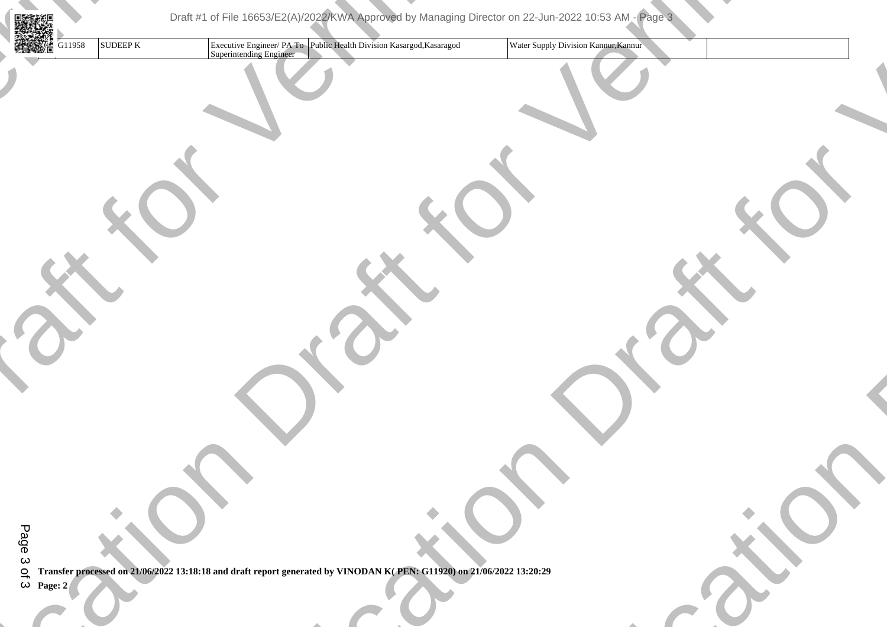| | | | | | |
|---|---|---|---|---|---|
| G11958 | SUDEEP K | Executive Engineer/ PA To Superintending Engineer | Public Health Division Kasargod,Kasaragod | Water Supply Division Kannur,Kannur | |

**Transfer processed on 21/06/2022 13:18:18 and draft report generated by VINODAN K( PEN: G11920) on 21/06/2022 13:20:29**